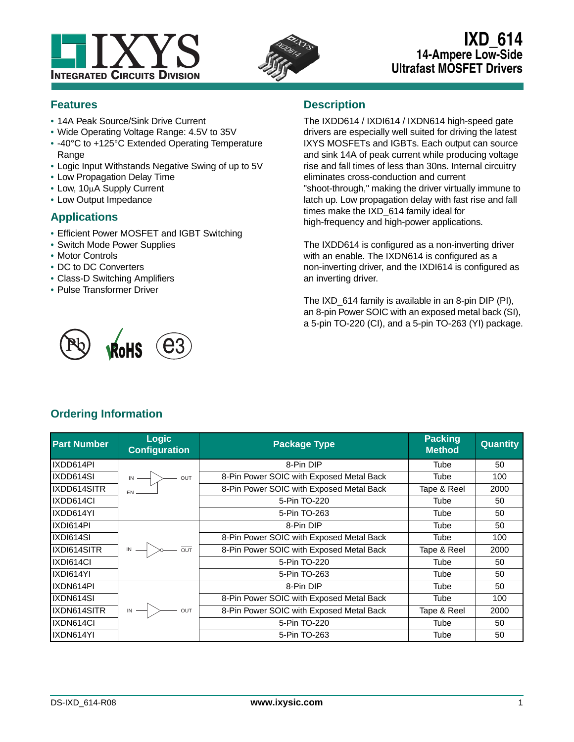# IXD_614

## 14-Ampere Low-Side Ultrafast MOSFET Drivers

## Features

- 14A Peak Source/Sink Drive Current
- Wide Operating Voltage Range: 4.5V to 35V
- -40°C to +125°C Extended Operating Temperature Range
- Logic Input Withstands Negative Swing of up to 5V
- Low Propagation Delay Time
- Low, 10μA Supply Current
- Low Output Impedance

## Applications

- Efficient Power MOSFET and IGBT Switching
- Switch Mode Power Supplies
- Motor Controls
- DC to DC Converters
- Class-D Switching Amplifiers
- Pulse Transformer Driver

## Description

The IXDD614 / IXDI614 / IXDN614 high-speed gate drivers are especially well suited for driving the latest IXYS MOSFETs and IGBTs. Each output can source and sink 14A of peak current while producing voltage rise and fall times of less than 30ns. Internal circuitry eliminates cross-conduction and current "shoot-through," making the driver virtually immune to latch up. Low propagation delay with fast rise and fall times make the IXD_614 family ideal for high-frequency and high-power applications.

The IXDD614 is configured as a non-inverting driver with an enable. The IXDN614 is configured as a non-inverting driver, and the IXDI614 is configured as an inverting driver.

The IXD_614 family is available in an 8-pin DIP (PI), an 8-pin Power SOIC with an exposed metal back (SI), a 5-pin TO-220 (CI), and a 5-pin TO-263 (YI) package.

## Ordering Information

| Part Number | Logic Configuration | Package Type | Packing Method | Quantity |
|---|---|---|---|---|
| IXDD614PI | Non-inverting with enable (IN, EN → OUT) | 8-Pin DIP | Tube | 50 |
| IXDD614SI | | 8-Pin Power SOIC with Exposed Metal Back | Tube | 100 |
| IXDD614SITR | | 8-Pin Power SOIC with Exposed Metal Back | Tape & Reel | 2000 |
| IXDD614CI | | 5-Pin TO-220 | Tube | 50 |
| IXDD614YI | | 5-Pin TO-263 | Tube | 50 |
| IXDI614PI | Inverting (IN → $\overline{\text{OUT}}$) | 8-Pin DIP | Tube | 50 |
| IXDI614SI | | 8-Pin Power SOIC with Exposed Metal Back | Tube | 100 |
| IXDI614SITR | | 8-Pin Power SOIC with Exposed Metal Back | Tape & Reel | 2000 |
| IXDI614CI | | 5-Pin TO-220 | Tube | 50 |
| IXDI614YI | | 5-Pin TO-263 | Tube | 50 |
| IXDN614PI | Non-inverting (IN → OUT) | 8-Pin DIP | Tube | 50 |
| IXDN614SI | | 8-Pin Power SOIC with Exposed Metal Back | Tube | 100 |
| IXDN614SITR | | 8-Pin Power SOIC with Exposed Metal Back | Tape & Reel | 2000 |
| IXDN614CI | | 5-Pin TO-220 | Tube | 50 |
| IXDN614YI | | 5-Pin TO-263 | Tube | 50 |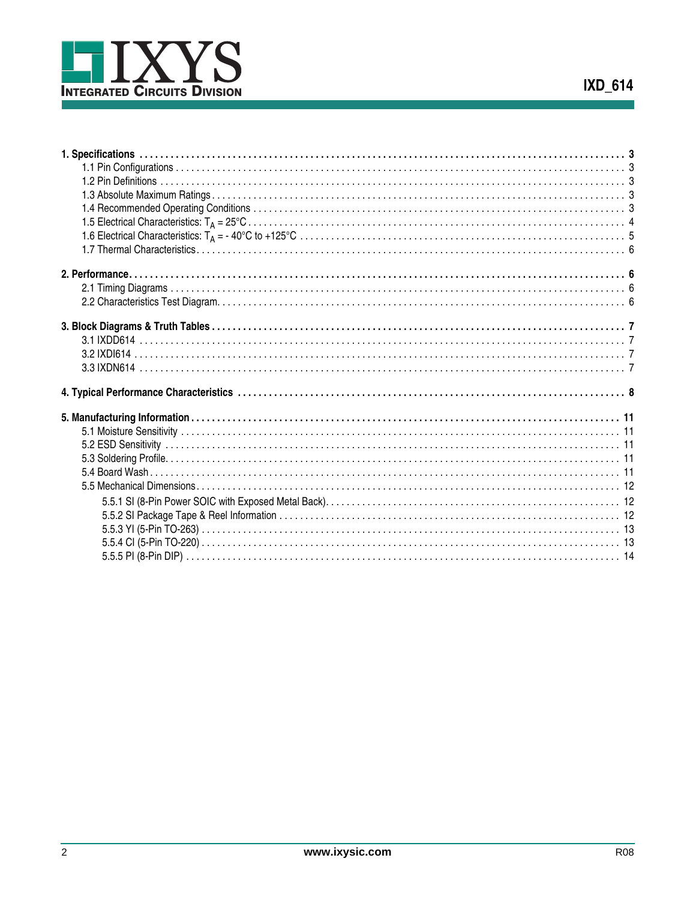1. **Specifications** ..... 3
   - 1.1 Pin Configurations ..... 3
   - 1.2 Pin Definitions ..... 3
   - 1.3 Absolute Maximum Ratings ..... 3
   - 1.4 Recommended Operating Conditions ..... 3
   - 1.5 Electrical Characteristics: $T_A$ = 25°C ..... 4
   - 1.6 Electrical Characteristics: $T_A$ = - 40°C to +125°C ..... 5
   - 1.7 Thermal Characteristics ..... 6

2. **Performance** ..... 6
   - 2.1 Timing Diagrams ..... 6
   - 2.2 Characteristics Test Diagram ..... 6

3. **Block Diagrams & Truth Tables** ..... 7
   - 3.1 IXDD614 ..... 7
   - 3.2 IXDI614 ..... 7
   - 3.3 IXDN614 ..... 7

4. **Typical Performance Characteristics** ..... 8

5. **Manufacturing Information** ..... 11
   - 5.1 Moisture Sensitivity ..... 11
   - 5.2 ESD Sensitivity ..... 11
   - 5.3 Soldering Profile ..... 11
   - 5.4 Board Wash ..... 11
   - 5.5 Mechanical Dimensions ..... 12
     - 5.5.1 SI (8-Pin Power SOIC with Exposed Metal Back) ..... 12
     - 5.5.2 SI Package Tape & Reel Information ..... 12
     - 5.5.3 YI (5-Pin TO-263) ..... 13
     - 5.5.4 CI (5-Pin TO-220) ..... 13
     - 5.5.5 PI (8-Pin DIP) ..... 14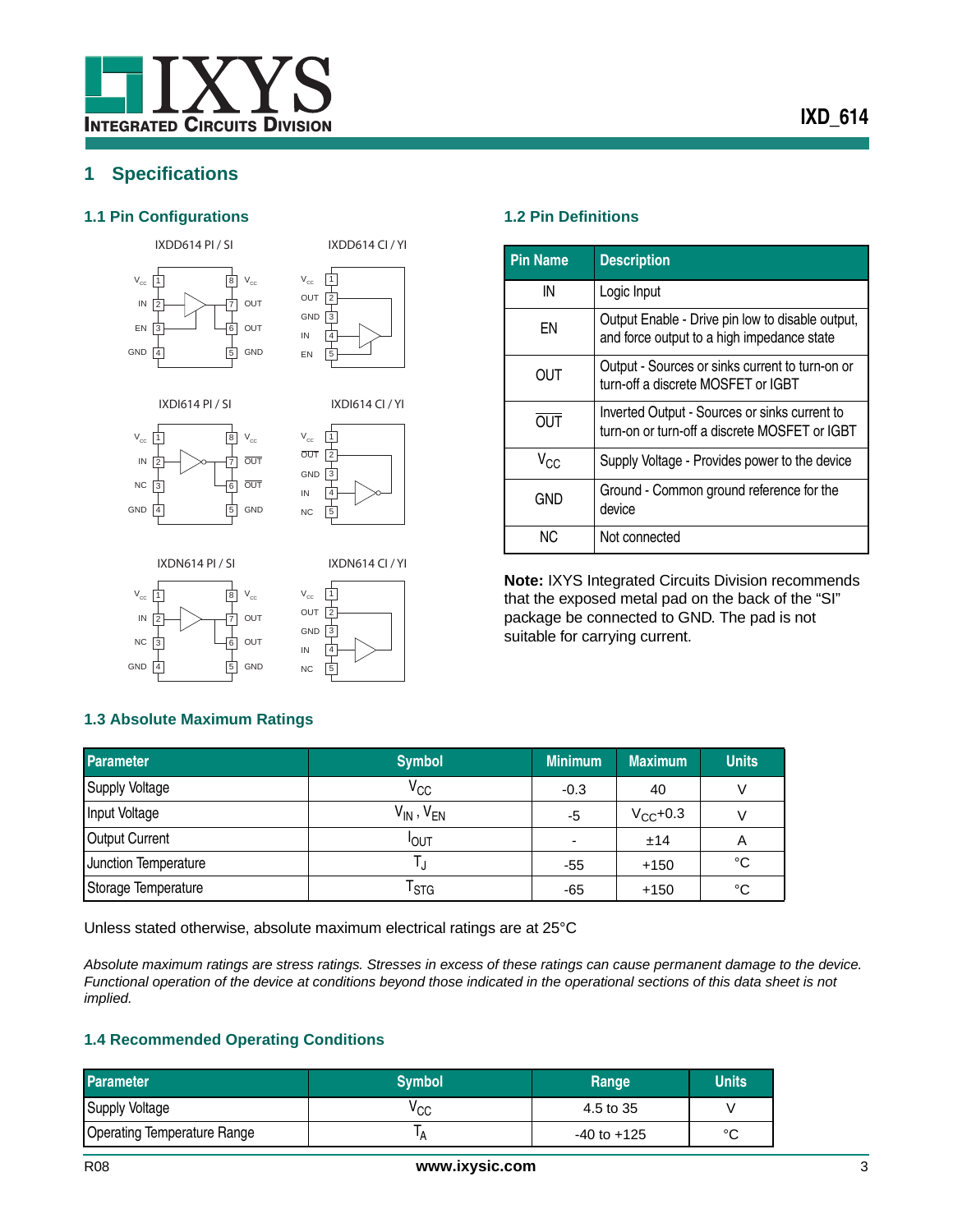# 1 Specifications

## 1.1 Pin Configurations

IXDD614 PI / SI

| Pin | Name | Pin | Name |
|---|---|---|---|
| 1 | $V_{CC}$ | 8 | $V_{CC}$ |
| 2 | IN | 7 | OUT |
| 3 | EN | 6 | OUT |
| 4 | GND | 5 | GND |

IXDD614 CI / YI

| Pin | Name |
|---|---|
| 1 | $V_{CC}$ |
| 2 | OUT |
| 3 | GND |
| 4 | IN |
| 5 | EN |

IXDI614 PI / SI

| Pin | Name | Pin | Name |
|---|---|---|---|
| 1 | $V_{CC}$ | 8 | $V_{CC}$ |
| 2 | IN | 7 | $\overline{OUT}$ |
| 3 | NC | 6 | $\overline{OUT}$ |
| 4 | GND | 5 | GND |

IXDI614 CI / YI

| Pin | Name |
|---|---|
| 1 | $V_{CC}$ |
| 2 | $\overline{OUT}$ |
| 3 | GND |
| 4 | IN |
| 5 | NC |

IXDN614 PI / SI

| Pin | Name | Pin | Name |
|---|---|---|---|
| 1 | $V_{CC}$ | 8 | $V_{CC}$ |
| 2 | IN | 7 | OUT |
| 3 | NC | 6 | OUT |
| 4 | GND | 5 | GND |

IXDN614 CI / YI

| Pin | Name |
|---|---|
| 1 | $V_{CC}$ |
| 2 | OUT |
| 3 | GND |
| 4 | IN |
| 5 | NC |

## 1.2 Pin Definitions

| Pin Name | Description |
|---|---|
| IN | Logic Input |
| EN | Output Enable - Drive pin low to disable output, and force output to a high impedance state |
| OUT | Output - Sources or sinks current to turn-on or turn-off a discrete MOSFET or IGBT |
| $\overline{OUT}$ | Inverted Output - Sources or sinks current to turn-on or turn-off a discrete MOSFET or IGBT |
| $V_{CC}$ | Supply Voltage - Provides power to the device |
| GND | Ground - Common ground reference for the device |
| NC | Not connected |

**Note:** IXYS Integrated Circuits Division recommends that the exposed metal pad on the back of the "SI" package be connected to GND. The pad is not suitable for carrying current.

## 1.3 Absolute Maximum Ratings

| Parameter | Symbol | Minimum | Maximum | Units |
|---|---|---|---|---|
| Supply Voltage | $V_{CC}$ | -0.3 | 40 | V |
| Input Voltage | $V_{IN}$ , $V_{EN}$ | -5 | $V_{CC}$+0.3 | V |
| Output Current | $I_{OUT}$ | - | ±14 | A |
| Junction Temperature | $T_J$ | -55 | +150 | °C |
| Storage Temperature | $T_{STG}$ | -65 | +150 | °C |

Unless stated otherwise, absolute maximum electrical ratings are at 25°C

*Absolute maximum ratings are stress ratings. Stresses in excess of these ratings can cause permanent damage to the device. Functional operation of the device at conditions beyond those indicated in the operational sections of this data sheet is not implied.*

## 1.4 Recommended Operating Conditions

| Parameter | Symbol | Range | Units |
|---|---|---|---|
| Supply Voltage | $V_{CC}$ | 4.5 to 35 | V |
| Operating Temperature Range | $T_A$ | -40 to +125 | °C |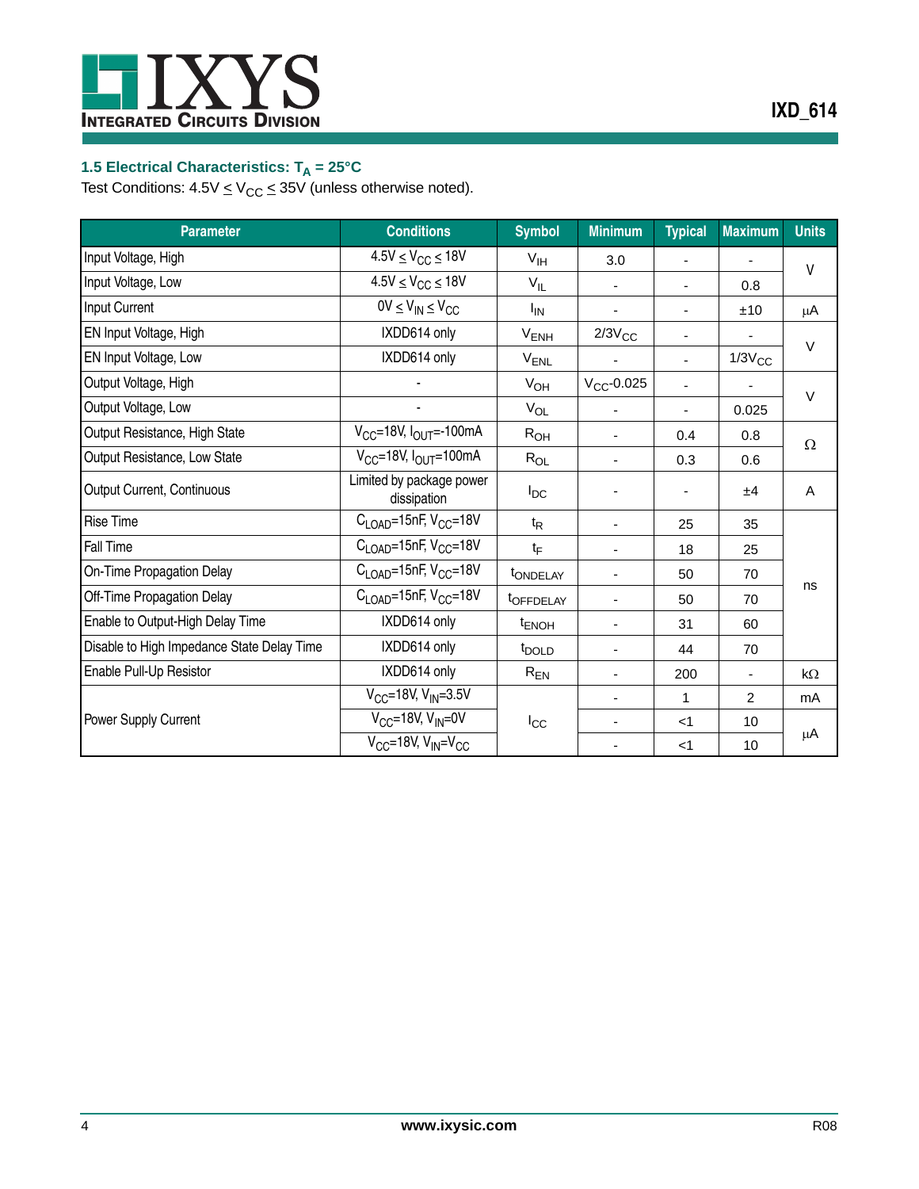### 1.5 Electrical Characteristics: $T_A$ = 25°C

Test Conditions: 4.5V ≤ $V_{CC}$ ≤ 35V (unless otherwise noted).

| Parameter | Conditions | Symbol | Minimum | Typical | Maximum | Units |
|---|---|---|---|---|---|---|
| Input Voltage, High | 4.5V ≤ $V_{CC}$ ≤ 18V | $V_{IH}$ | 3.0 | - | - | V |
| Input Voltage, Low | 4.5V ≤ $V_{CC}$ ≤ 18V | $V_{IL}$ | - | - | 0.8 | V |
| Input Current | 0V ≤ $V_{IN}$ ≤ $V_{CC}$ | $I_{IN}$ | - | - | ±10 | μA |
| EN Input Voltage, High | IXDD614 only | $V_{ENH}$ | 2/3$V_{CC}$ | - | - | V |
| EN Input Voltage, Low | IXDD614 only | $V_{ENL}$ | - | - | 1/3$V_{CC}$ | V |
| Output Voltage, High | - | $V_{OH}$ | $V_{CC}$-0.025 | - | - | V |
| Output Voltage, Low | - | $V_{OL}$ | - | - | 0.025 | V |
| Output Resistance, High State | $V_{CC}$=18V, $I_{OUT}$=-100mA | $R_{OH}$ | - | 0.4 | 0.8 | Ω |
| Output Resistance, Low State | $V_{CC}$=18V, $I_{OUT}$=100mA | $R_{OL}$ | - | 0.3 | 0.6 | Ω |
| Output Current, Continuous | Limited by package power dissipation | $I_{DC}$ | - | - | ±4 | A |
| Rise Time | $C_{LOAD}$=15nF, $V_{CC}$=18V | $t_R$ | - | 25 | 35 | ns |
| Fall Time | $C_{LOAD}$=15nF, $V_{CC}$=18V | $t_F$ | - | 18 | 25 | ns |
| On-Time Propagation Delay | $C_{LOAD}$=15nF, $V_{CC}$=18V | $t_{ONDELAY}$ | - | 50 | 70 | ns |
| Off-Time Propagation Delay | $C_{LOAD}$=15nF, $V_{CC}$=18V | $t_{OFFDELAY}$ | - | 50 | 70 | ns |
| Enable to Output-High Delay Time | IXDD614 only | $t_{ENOH}$ | - | 31 | 60 | ns |
| Disable to High Impedance State Delay Time | IXDD614 only | $t_{DOLD}$ | - | 44 | 70 | ns |
| Enable Pull-Up Resistor | IXDD614 only | $R_{EN}$ | - | 200 | - | kΩ |
| Power Supply Current | $V_{CC}$=18V, $V_{IN}$=3.5V | $I_{CC}$ | - | 1 | 2 | mA |
| | $V_{CC}$=18V, $V_{IN}$=0V | | - | <1 | 10 | μA |
| | $V_{CC}$=18V, $V_{IN}$=$V_{CC}$ | | - | <1 | 10 | μA |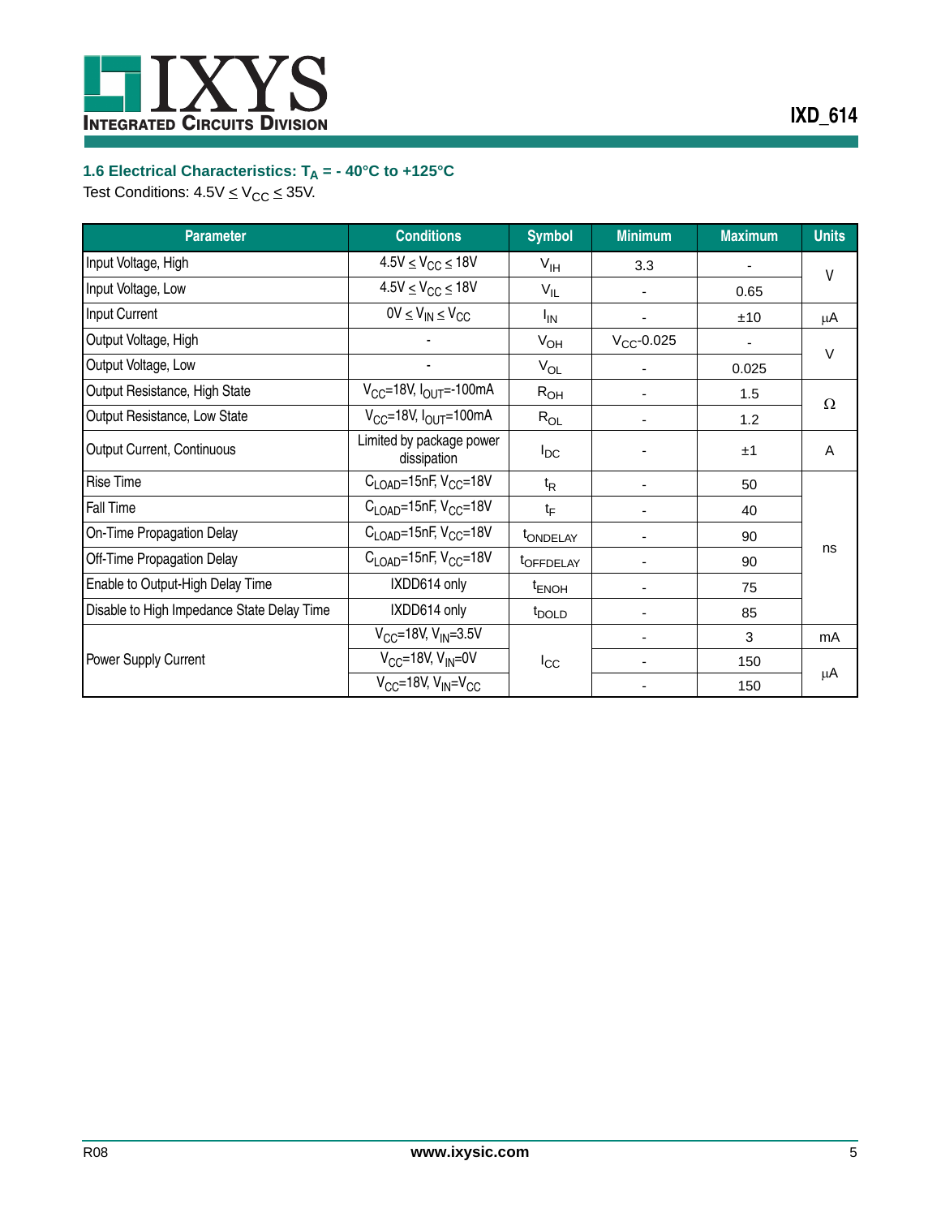### 1.6 Electrical Characteristics: $T_A$ = - 40°C to +125°C

Test Conditions: 4.5V ≤ $V_{CC}$ ≤ 35V.

| Parameter | Conditions | Symbol | Minimum | Maximum | Units |
|---|---|---|---|---|---|
| Input Voltage, High | 4.5V ≤ $V_{CC}$ ≤ 18V | $V_{IH}$ | 3.3 | - | V |
| Input Voltage, Low | 4.5V ≤ $V_{CC}$ ≤ 18V | $V_{IL}$ | - | 0.65 | V |
| Input Current | 0V ≤ $V_{IN}$ ≤ $V_{CC}$ | $I_{IN}$ | - | ±10 | µA |
| Output Voltage, High | - | $V_{OH}$ | $V_{CC}$-0.025 | - | V |
| Output Voltage, Low | - | $V_{OL}$ | - | 0.025 | V |
| Output Resistance, High State | $V_{CC}$=18V, $I_{OUT}$=-100mA | $R_{OH}$ | - | 1.5 | Ω |
| Output Resistance, Low State | $V_{CC}$=18V, $I_{OUT}$=100mA | $R_{OL}$ | - | 1.2 | Ω |
| Output Current, Continuous | Limited by package power dissipation | $I_{DC}$ | - | ±1 | A |
| Rise Time | $C_{LOAD}$=15nF, $V_{CC}$=18V | $t_R$ | - | 50 | ns |
| Fall Time | $C_{LOAD}$=15nF, $V_{CC}$=18V | $t_F$ | - | 40 | ns |
| On-Time Propagation Delay | $C_{LOAD}$=15nF, $V_{CC}$=18V | $t_{ONDELAY}$ | - | 90 | ns |
| Off-Time Propagation Delay | $C_{LOAD}$=15nF, $V_{CC}$=18V | $t_{OFFDELAY}$ | - | 90 | ns |
| Enable to Output-High Delay Time | IXDD614 only | $t_{ENOH}$ | - | 75 | ns |
| Disable to High Impedance State Delay Time | IXDD614 only | $t_{DOLD}$ | - | 85 | ns |
| Power Supply Current | $V_{CC}$=18V, $V_{IN}$=3.5V | $I_{CC}$ | - | 3 | mA |
| | $V_{CC}$=18V, $V_{IN}$=0V | | - | 150 | µA |
| | $V_{CC}$=18V, $V_{IN}$=$V_{CC}$ | | - | 150 | µA |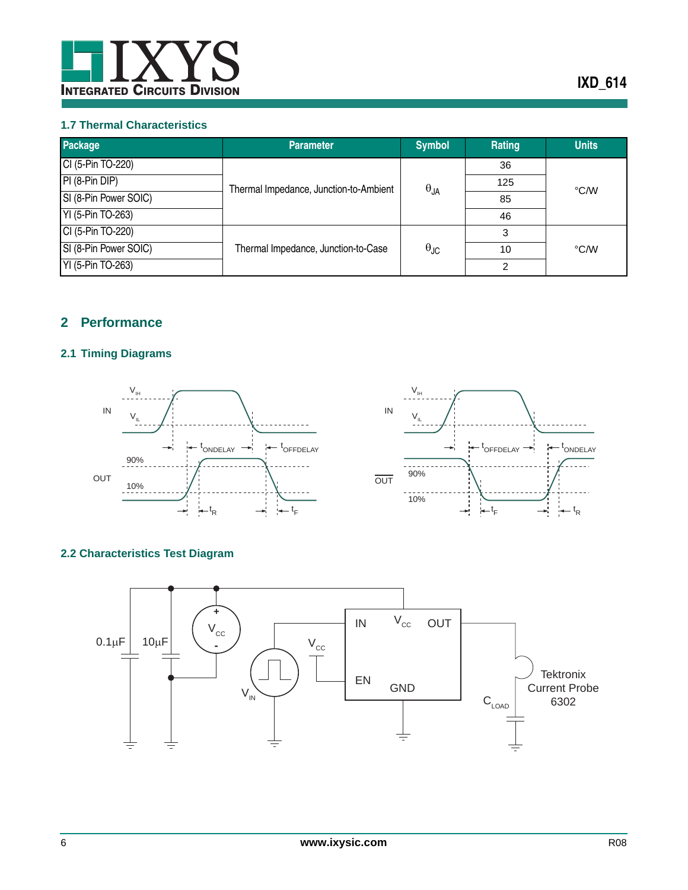### 1.7 Thermal Characteristics

| Package | Parameter | Symbol | Rating | Units |
|---|---|---|---|---|
| CI (5-Pin TO-220) | Thermal Impedance, Junction-to-Ambient | $\theta_{JA}$ | 36 | °C/W |
| PI (8-Pin DIP) | | | 125 | |
| SI (8-Pin Power SOIC) | | | 85 | |
| YI (5-Pin TO-263) | | | 46 | |
| CI (5-Pin TO-220) | Thermal Impedance, Junction-to-Case | $\theta_{JC}$ | 3 | °C/W |
| SI (8-Pin Power SOIC) | | | 10 | |
| YI (5-Pin TO-263) | | | 2 | |

## 2 Performance

### 2.1 Timing Diagrams

### 2.2 Characteristics Test Diagram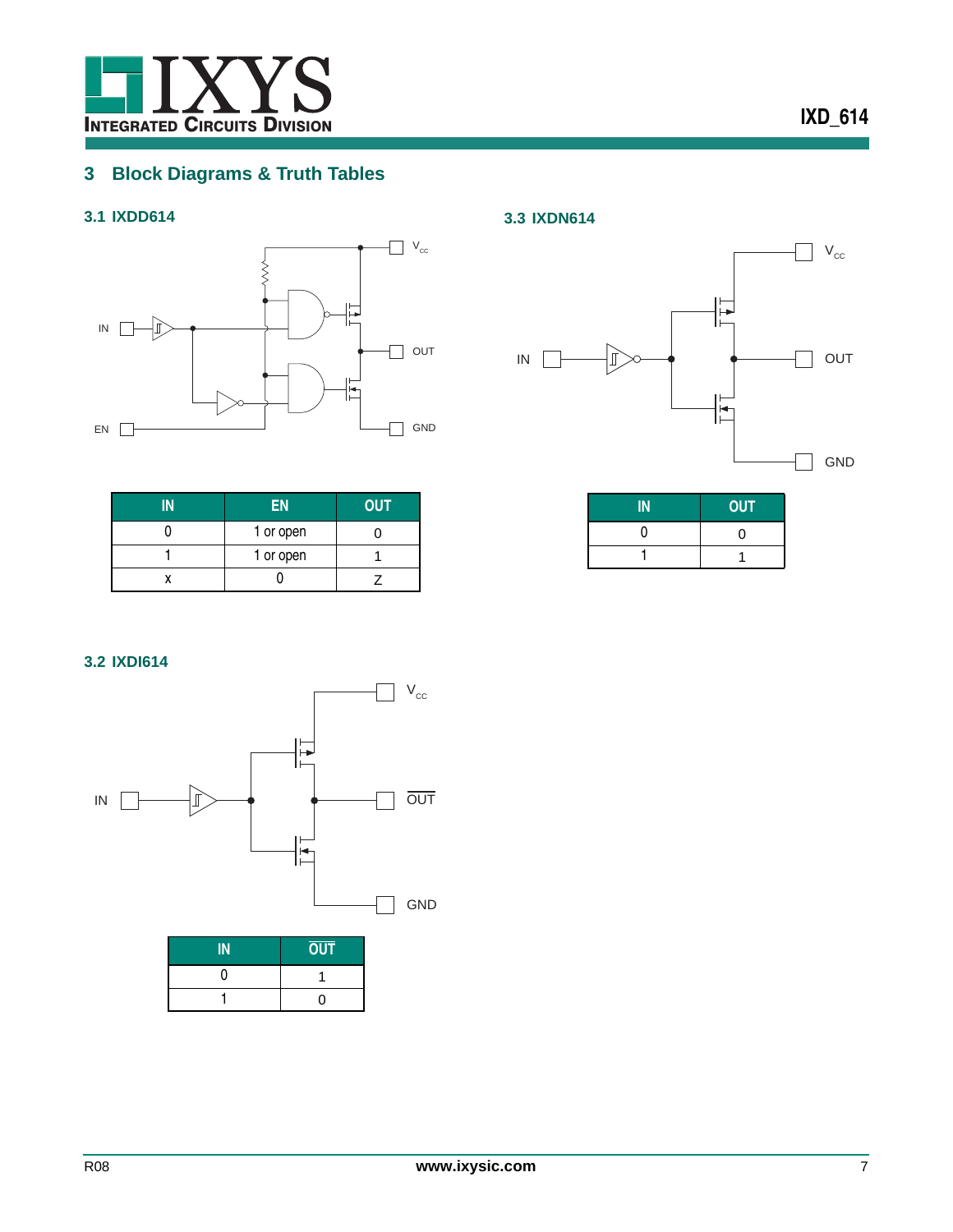## 3 Block Diagrams & Truth Tables

### 3.1 IXDD614

| IN | EN | OUT |
|---|---|---|
| 0 | 1 or open | 0 |
| 1 | 1 or open | 1 |
| x | 0 | Z |

### 3.2 IXDI614

| IN | $\overline{\text{OUT}}$ |
|---|---|
| 0 | 1 |
| 1 | 0 |

### 3.3 IXDN614

| IN | OUT |
|---|---|
| 0 | 0 |
| 1 | 1 |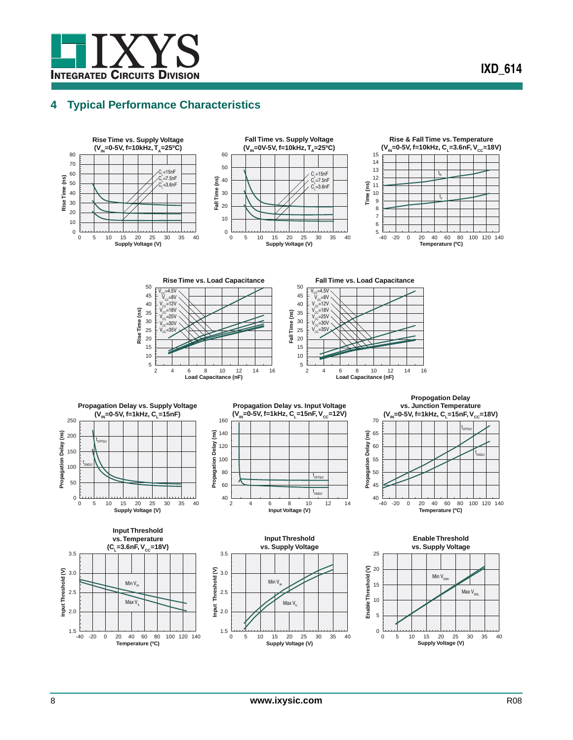## 4 Typical Performance Characteristics

**Rise Time vs. Supply Voltage**
**($V_{IN}$=0-5V, f=10kHz, $T_A$=25ºC)**

**Fall Time vs. Supply Voltage**
**($V_{IN}$=0V-5V, f=10kHz, $T_A$=25ºC)**

**Rise & Fall Time vs. Temperature**
**($V_{IN}$=0-5V, f=10kHz, $C_L$=3.6nF, $V_{CC}$=18V)**

**Rise Time vs. Load Capacitance**

**Fall Time vs. Load Capacitance**

**Propagation Delay vs. Supply Voltage**
**($V_{IN}$=0-5V, f=1kHz, $C_L$=15nF)**

**Propagation Delay vs. Input Voltage**
**($V_{IN}$=0-5V, f=1kHz, $C_L$=15nF, $V_{CC}$=12V)**

**Propagation Delay vs. Junction Temperature**
**($V_{IN}$=0-5V, f=1kHz, $C_L$=15nF, $V_{CC}$=18V)**

**Input Threshold vs. Temperature**
**($C_L$=3.6nF, $V_{CC}$=18V)**

**Input Threshold vs. Supply Voltage**

**Enable Threshold vs. Supply Voltage**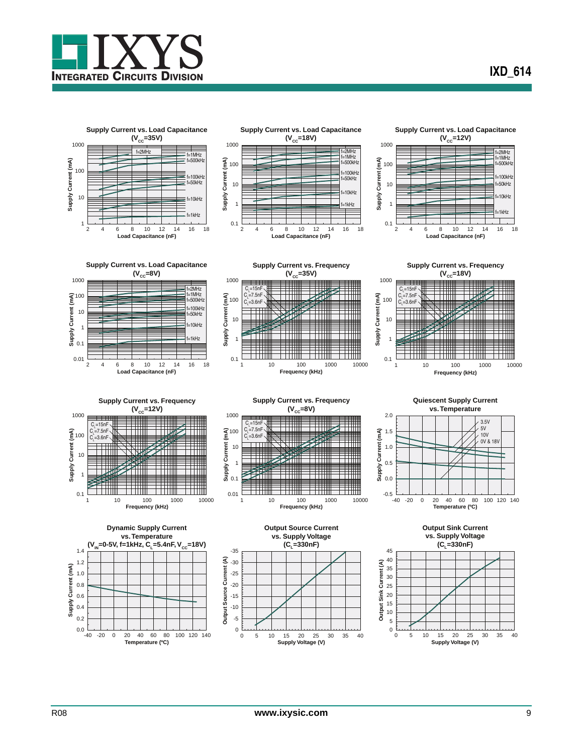**Supply Current vs. Load Capacitance ($V_{CC}$=35V)**

**Supply Current vs. Load Capacitance ($V_{CC}$=18V)**

**Supply Current vs. Load Capacitance ($V_{CC}$=12V)**

**Supply Current vs. Load Capacitance ($V_{CC}$=8V)**

**Supply Current vs. Frequency ($V_{CC}$=35V)**

**Supply Current vs. Frequency ($V_{CC}$=18V)**

**Supply Current vs. Frequency ($V_{CC}$=12V)**

**Supply Current vs. Frequency ($V_{CC}$=8V)**

**Quiescent Supply Current vs. Temperature**

**Dynamic Supply Current vs. Temperature ($V_{IN}$=0-5V, f=1kHz, $C_L$=5.4nF, $V_{CC}$=18V)**

**Output Source Current vs. Supply Voltage ($C_L$=330nF)**

**Output Sink Current vs. Supply Voltage ($C_L$=330nF)**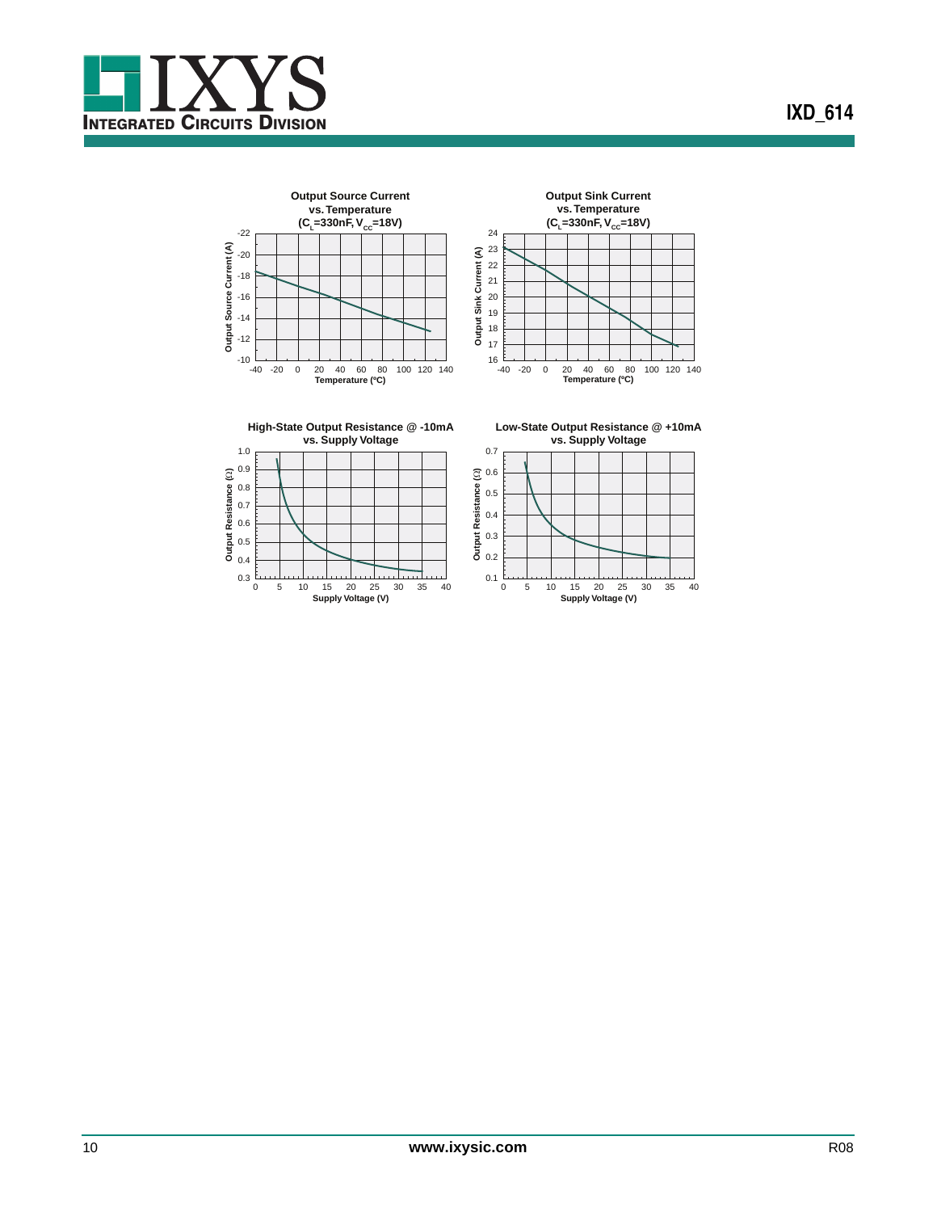**Output Source Current vs. Temperature ($C_L$=330nF, $V_{CC}$=18V)**

Output Source Current (A) vs. Temperature (°C)

**Output Sink Current vs. Temperature ($C_L$=330nF, $V_{CC}$=18V)**

Output Sink Current (A) vs. Temperature (°C)

**High-State Output Resistance @ -10mA vs. Supply Voltage**

Output Resistance (Ω) vs. Supply Voltage (V)

**Low-State Output Resistance @ +10mA vs. Supply Voltage**

Output Resistance (Ω) vs. Supply Voltage (V)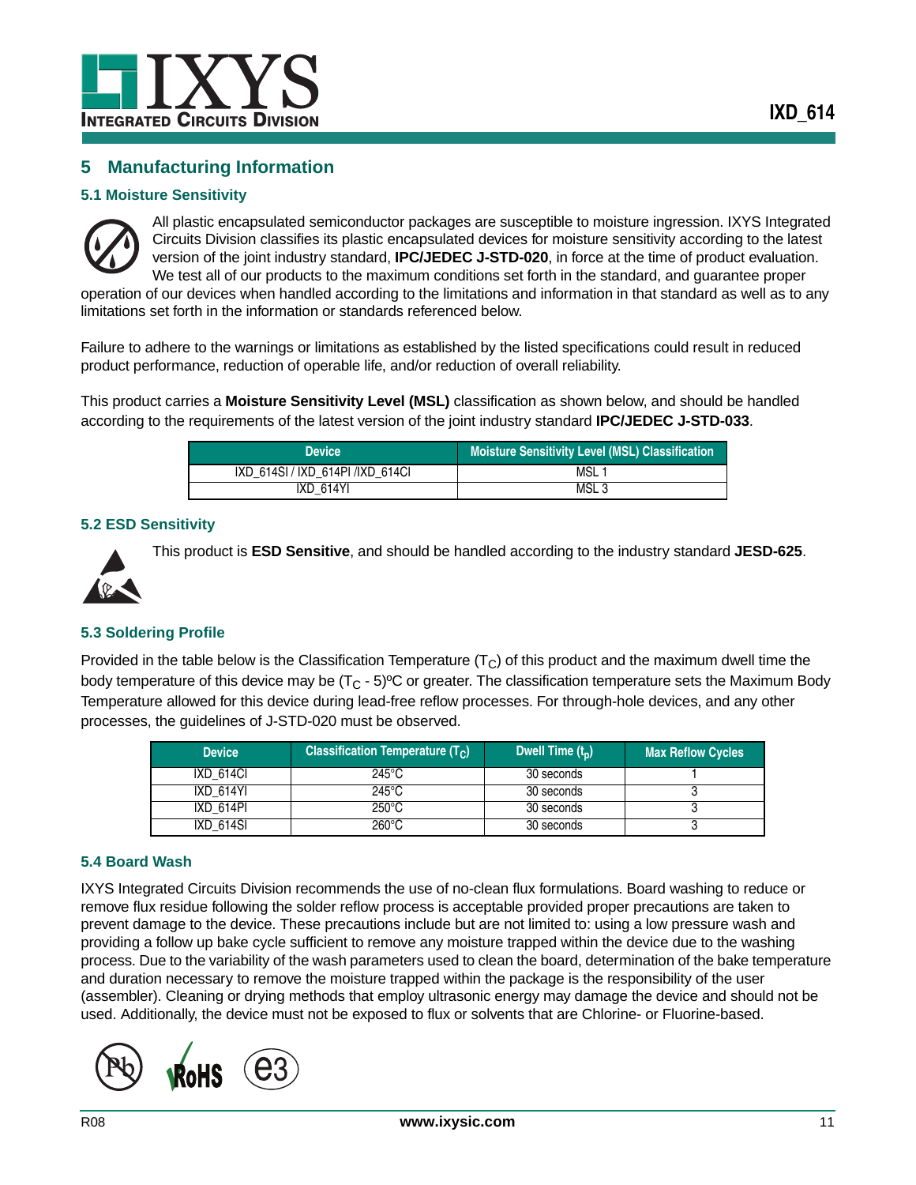## 5 Manufacturing Information

### 5.1 Moisture Sensitivity

All plastic encapsulated semiconductor packages are susceptible to moisture ingression. IXYS Integrated Circuits Division classifies its plastic encapsulated devices for moisture sensitivity according to the latest version of the joint industry standard, **IPC/JEDEC J-STD-020**, in force at the time of product evaluation. We test all of our products to the maximum conditions set forth in the standard, and guarantee proper operation of our devices when handled according to the limitations and information in that standard as well as to any limitations set forth in the information or standards referenced below.

Failure to adhere to the warnings or limitations as established by the listed specifications could result in reduced product performance, reduction of operable life, and/or reduction of overall reliability.

This product carries a **Moisture Sensitivity Level (MSL)** classification as shown below, and should be handled according to the requirements of the latest version of the joint industry standard **IPC/JEDEC J-STD-033**.

| Device | Moisture Sensitivity Level (MSL) Classification |
|---|---|
| IXD_614SI / IXD_614PI /IXD_614CI | MSL 1 |
| IXD_614YI | MSL 3 |

### 5.2 ESD Sensitivity

This product is **ESD Sensitive**, and should be handled according to the industry standard **JESD-625**.

### 5.3 Soldering Profile

Provided in the table below is the Classification Temperature ($T_C$) of this product and the maximum dwell time the body temperature of this device may be ($T_C$ - 5)ºC or greater. The classification temperature sets the Maximum Body Temperature allowed for this device during lead-free reflow processes. For through-hole devices, and any other processes, the guidelines of J-STD-020 must be observed.

| Device | Classification Temperature ($T_C$) | Dwell Time ($t_p$) | Max Reflow Cycles |
|---|---|---|---|
| IXD_614CI | 245°C | 30 seconds | 1 |
| IXD_614YI | 245°C | 30 seconds | 3 |
| IXD_614PI | 250°C | 30 seconds | 3 |
| IXD_614SI | 260°C | 30 seconds | 3 |

### 5.4 Board Wash

IXYS Integrated Circuits Division recommends the use of no-clean flux formulations. Board washing to reduce or remove flux residue following the solder reflow process is acceptable provided proper precautions are taken to prevent damage to the device. These precautions include but are not limited to: using a low pressure wash and providing a follow up bake cycle sufficient to remove any moisture trapped within the device due to the washing process. Due to the variability of the wash parameters used to clean the board, determination of the bake temperature and duration necessary to remove the moisture trapped within the package is the responsibility of the user (assembler). Cleaning or drying methods that employ ultrasonic energy may damage the device and should not be used. Additionally, the device must not be exposed to flux or solvents that are Chlorine- or Fluorine-based.

Pb RoHS e3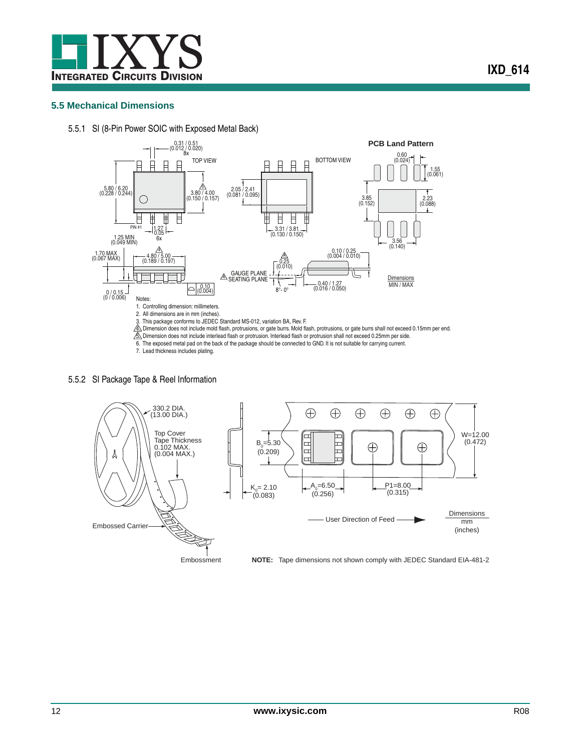## 5.5 Mechanical Dimensions

### 5.5.1 SI (8-Pin Power SOIC with Exposed Metal Back)

TOP VIEW

BOTTOM VIEW

PCB Land Pattern

0.31 / 0.51 (0.012 / 0.020) 8x

5.80 / 6.20 (0.228 / 0.244)

3.80 / 4.00 (0.150 / 0.157)

2.05 / 2.41 (0.081 / 0.095)

PIN #1

1.27 0.05 6x

3.31 / 3.81 (0.130 / 0.150)

1.25 MIN (0.049 MIN)

0.60 (0.024)

1.55 (0.061)

3.85 (0.152)

2.23 (0.088)

3.56 (0.140)

1.70 MAX (0.067 MAX)

4.80 / 5.00 (0.189 / 0.197)

0.25 (0.010)

0.10 / 0.25 (0.004 / 0.010)

GAUGE PLANE

SEATING PLANE

0.10 (0.004)

8°- 0°

0.40 / 1.27 (0.016 / 0.050)

0 / 0.15 (0 / 0.006)

Dimensions MIN / MAX

Notes:

1. Controlling dimension: millimeters.
2. All dimensions are in mm (inches).
3. This package conforms to JEDEC Standard MS-012, variation BA, Rev. F.
4. Dimension does not include mold flash, protrusions, or gate burrs. Mold flash, protrusions, or gate burrs shall not exceed 0.15mm per end.
5. Dimension does not include interlead flash or protrusion. Interlead flash or protrusion shall not exceed 0.25mm per side.
6. The exposed metal pad on the back of the package should be connected to GND. It is not suitable for carrying current.
7. Lead thickness includes plating.

### 5.5.2 SI Package Tape & Reel Information

330.2 DIA. (13.00 DIA.)

Top Cover Tape Thickness 0.102 MAX. (0.004 MAX.)

Embossed Carrier

Embossment

$B_0$=5.30 (0.209)

$K_0$= 2.10 (0.083)

$A_0$=6.50 (0.256)

P1=8.00 (0.315)

W=12.00 (0.472)

User Direction of Feed

Dimensions mm (inches)

**NOTE:** Tape dimensions not shown comply with JEDEC Standard EIA-481-2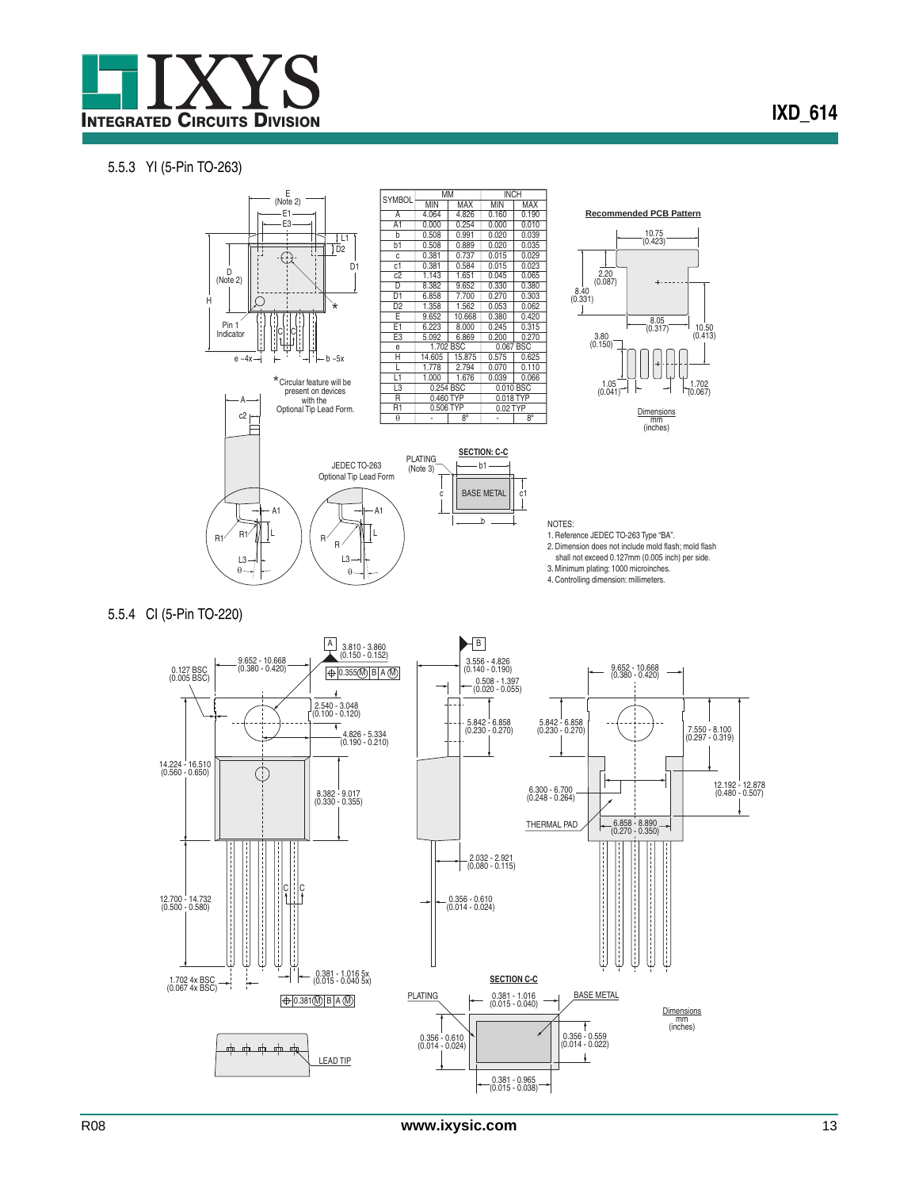### 5.5.3 YI (5-Pin TO-263)

| SYMBOL | MM | | INCH | |
|---|---|---|---|---|
| | MIN | MAX | MIN | MAX |
| A | 4.064 | 4.826 | 0.160 | 0.190 |
| A1 | 0.000 | 0.254 | 0.000 | 0.010 |
| b | 0.508 | 0.991 | 0.020 | 0.039 |
| b1 | 0.508 | 0.889 | 0.020 | 0.035 |
| c | 0.381 | 0.737 | 0.015 | 0.029 |
| c1 | 0.381 | 0.584 | 0.015 | 0.023 |
| c2 | 1.143 | 1.651 | 0.045 | 0.065 |
| D | 8.382 | 9.652 | 0.330 | 0.380 |
| D1 | 6.858 | 7.700 | 0.270 | 0.303 |
| D2 | 1.358 | 1.562 | 0.053 | 0.062 |
| E | 9.652 | 10.668 | 0.380 | 0.420 |
| E1 | 6.223 | 8.000 | 0.245 | 0.315 |
| E3 | 5.092 | 6.869 | 0.200 | 0.270 |
| e | 1.702 BSC | | 0.067 BSC | |
| H | 14.605 | 15.875 | 0.575 | 0.625 |
| L | 1.778 | 2.794 | 0.070 | 0.110 |
| L1 | 1.000 | 1.676 | 0.039 | 0.066 |
| L3 | 0.254 BSC | | 0.010 BSC | |
| R | 0.460 TYP | | 0.018 TYP | |
| R1 | 0.506 TYP | | 0.02 TYP | |
| θ | - | 8° | - | 8° |

*Circular feature will be present on devices with the Optional Tip Lead Form.

JEDEC TO-263 Optional Tip Lead Form

SECTION: C-C

PLATING (Note 3)

BASE METAL

**Recommended PCB Pattern**

10.75 (0.423); 2.20 (0.087); 8.40 (0.331); 8.05 (0.317); 10.50 (0.413); 3.80 (0.150); 1.05 (0.041); 1.702 (0.067)

Dimensions mm (inches)

NOTES:
1. Reference JEDEC TO-263 Type "BA".
2. Dimension does not include mold flash; mold flash shall not exceed 0.127mm (0.005 inch) per side.
3. Minimum plating: 1000 microinches.
4. Controlling dimension: millimeters.

### 5.5.4 CI (5-Pin TO-220)

9.652 - 10.668 (0.380 - 0.420); 3.810 - 3.860 (0.150 - 0.152); 0.127 BSC (0.005 BSC); 0.355Ⓜ B A Ⓜ; 2.540 - 3.048 (0.100 - 0.120); 4.826 - 5.334 (0.190 - 0.210); 14.224 - 16.510 (0.560 - 0.650); 8.382 - 9.017 (0.330 - 0.355); 12.700 - 14.732 (0.500 - 0.580); 1.702 4x BSC (0.067 4x BSC); 0.381 - 1.016 5x (0.015 - 0.040 5x); 0.381Ⓜ B A Ⓜ

LEAD TIP

3.556 - 4.826 (0.140 - 0.190); 0.508 - 1.397 (0.020 - 0.055); 5.842 - 6.858 (0.230 - 0.270); 2.032 - 2.921 (0.080 - 0.115); 0.356 - 0.610 (0.014 - 0.024)

9.652 - 10.668 (0.380 - 0.420); 5.842 - 6.858 (0.230 - 0.270); 7.550 - 8.100 (0.297 - 0.319); 6.300 - 6.700 (0.248 - 0.264); 12.192 - 12.878 (0.480 - 0.507); THERMAL PAD; 6.858 - 8.890 (0.270 - 0.350)

SECTION C-C

PLATING; BASE METAL; 0.381 - 1.016 (0.015 - 0.040); 0.356 - 0.610 (0.014 - 0.024); 0.356 - 0.559 (0.014 - 0.022); 0.381 - 0.965 (0.015 - 0.038)

Dimensions mm (inches)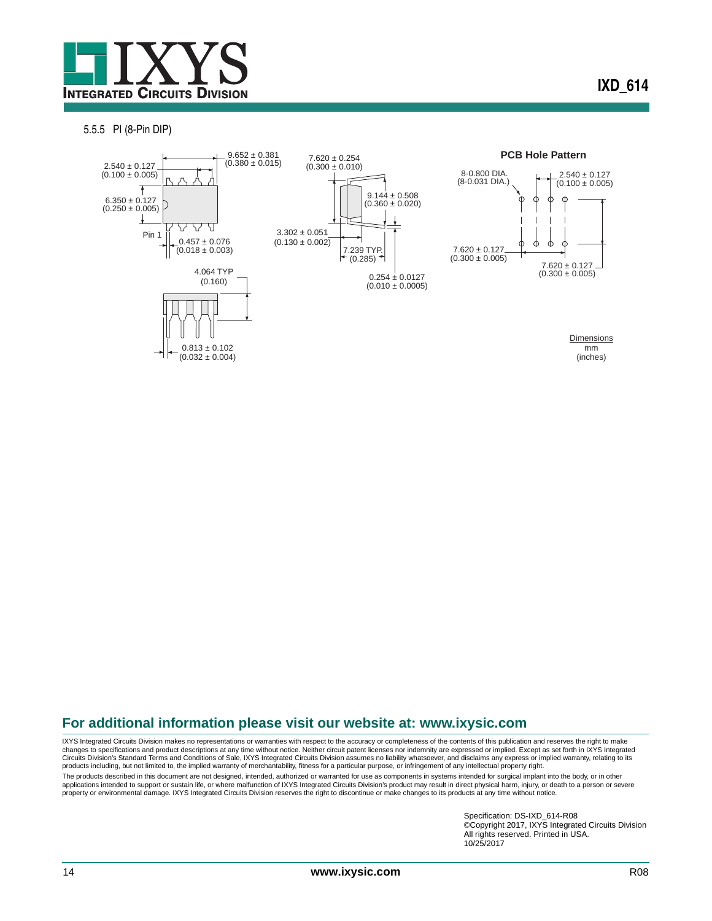### 5.5.5 PI (8-Pin DIP)

9.652 ± 0.381
(0.380 ± 0.015)

2.540 ± 0.127
(0.100 ± 0.005)

6.350 ± 0.127
(0.250 ± 0.005)

Pin 1

0.457 ± 0.076
(0.018 ± 0.003)

7.620 ± 0.254
(0.300 ± 0.010)

9.144 ± 0.508
(0.360 ± 0.020)

3.302 ± 0.051
(0.130 ± 0.002)

7.239 TYP.
(0.285)

0.254 ± 0.0127
(0.010 ± 0.0005)

4.064 TYP
(0.160)

0.813 ± 0.102
(0.032 ± 0.004)

**PCB Hole Pattern**

8-0.800 DIA.
(8-0.031 DIA.)

2.540 ± 0.127
(0.100 ± 0.005)

7.620 ± 0.127
(0.300 ± 0.005)

7.620 ± 0.127
(0.300 ± 0.005)

Dimensions
mm
(inches)

## For additional information please visit our website at: www.ixysic.com

IXYS Integrated Circuits Division makes no representations or warranties with respect to the accuracy or completeness of the contents of this publication and reserves the right to make changes to specifications and product descriptions at any time without notice. Neither circuit patent licenses nor indemnity are expressed or implied. Except as set forth in IXYS Integrated Circuits Division's Standard Terms and Conditions of Sale, IXYS Integrated Circuits Division assumes no liability whatsoever, and disclaims any express or implied warranty, relating to its products including, but not limited to, the implied warranty of merchantability, fitness for a particular purpose, or infringement of any intellectual property right.

The products described in this document are not designed, intended, authorized or warranted for use as components in systems intended for surgical implant into the body, or in other applications intended to support or sustain life, or where malfunction of IXYS Integrated Circuits Division's product may result in direct physical harm, injury, or death to a person or severe property or environmental damage. IXYS Integrated Circuits Division reserves the right to discontinue or make changes to its products at any time without notice.

Specification: DS-IXD_614-R08
©Copyright 2017, IXYS Integrated Circuits Division
All rights reserved. Printed in USA.
10/25/2017